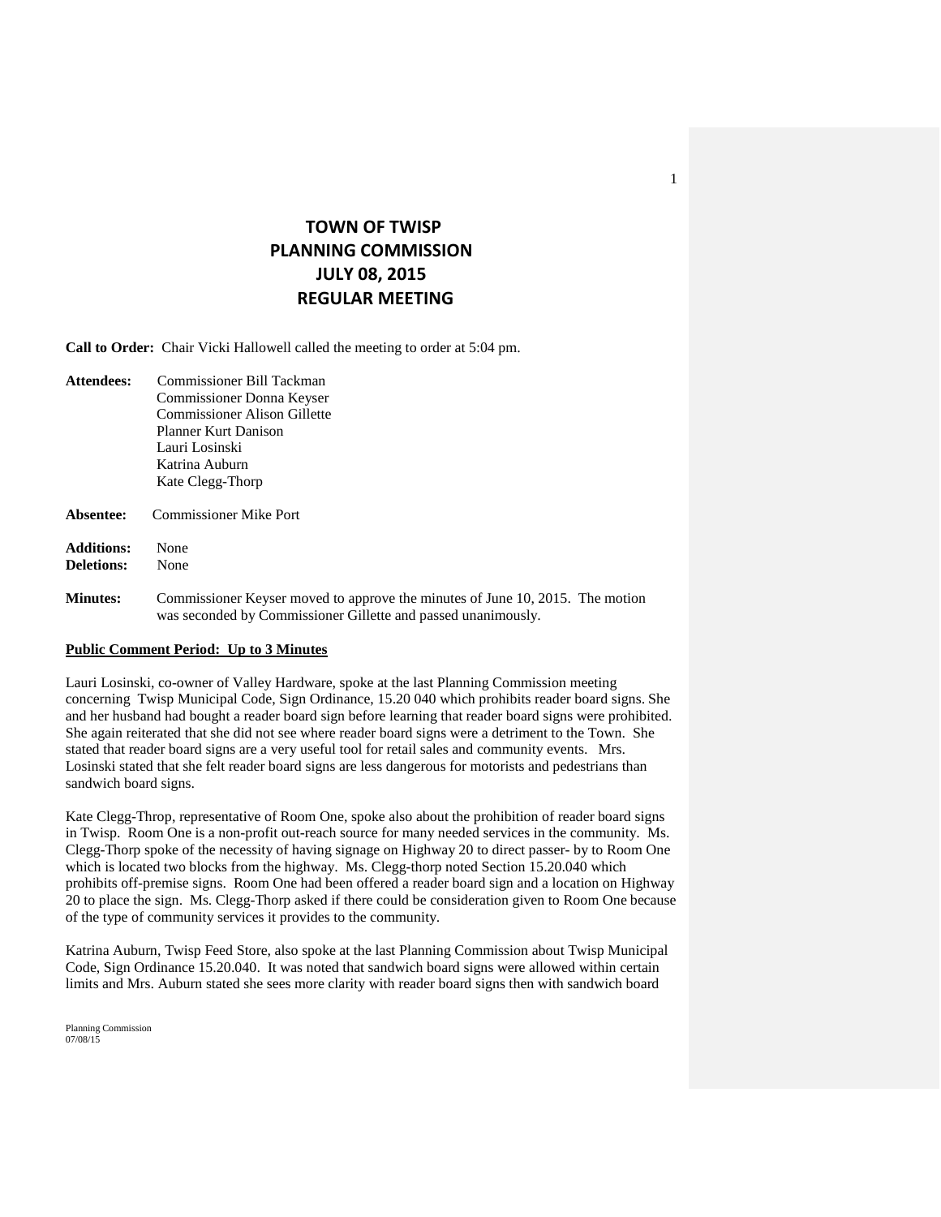# TOWN OF TWISP
# PLANNING COMMISSION
# JULY 08, 2015
# REGULAR MEETING

**Call to Order:** Chair Vicki Hallowell called the meeting to order at 5:04 pm.

**Attendees:** Commissioner Bill Tackman
Commissioner Donna Keyser
Commissioner Alison Gillette
Planner Kurt Danison
Lauri Losinski
Katrina Auburn
Kate Clegg-Thorp

**Absentee:** Commissioner Mike Port

**Additions:** None
**Deletions:** None

**Minutes:** Commissioner Keyser moved to approve the minutes of June 10, 2015. The motion was seconded by Commissioner Gillette and passed unanimously.

**Public Comment Period: Up to 3 Minutes**

Lauri Losinski, co-owner of Valley Hardware, spoke at the last Planning Commission meeting concerning Twisp Municipal Code, Sign Ordinance, 15.20 040 which prohibits reader board signs. She and her husband had bought a reader board sign before learning that reader board signs were prohibited. She again reiterated that she did not see where reader board signs were a detriment to the Town. She stated that reader board signs are a very useful tool for retail sales and community events. Mrs. Losinski stated that she felt reader board signs are less dangerous for motorists and pedestrians than sandwich board signs.

Kate Clegg-Throp, representative of Room One, spoke also about the prohibition of reader board signs in Twisp. Room One is a non-profit out-reach source for many needed services in the community. Ms. Clegg-Thorp spoke of the necessity of having signage on Highway 20 to direct passer- by to Room One which is located two blocks from the highway. Ms. Clegg-thorp noted Section 15.20.040 which prohibits off-premise signs. Room One had been offered a reader board sign and a location on Highway 20 to place the sign. Ms. Clegg-Thorp asked if there could be consideration given to Room One because of the type of community services it provides to the community.

Katrina Auburn, Twisp Feed Store, also spoke at the last Planning Commission about Twisp Municipal Code, Sign Ordinance 15.20.040. It was noted that sandwich board signs were allowed within certain limits and Mrs. Auburn stated she sees more clarity with reader board signs then with sandwich board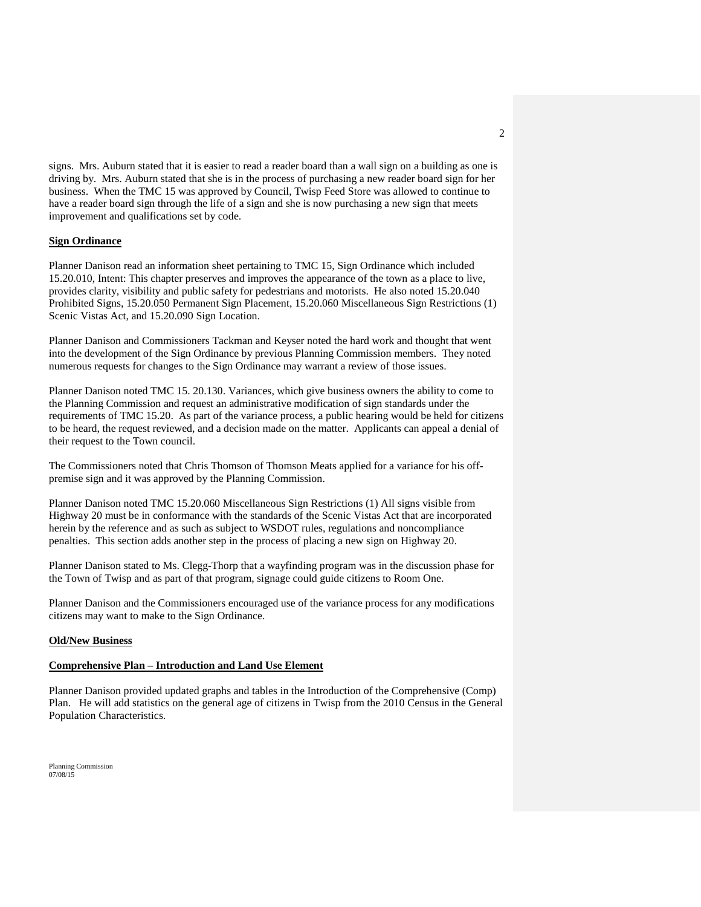signs. Mrs. Auburn stated that it is easier to read a reader board than a wall sign on a building as one is driving by. Mrs. Auburn stated that she is in the process of purchasing a new reader board sign for her business. When the TMC 15 was approved by Council, Twisp Feed Store was allowed to continue to have a reader board sign through the life of a sign and she is now purchasing a new sign that meets improvement and qualifications set by code.

**Sign Ordinance**

Planner Danison read an information sheet pertaining to TMC 15, Sign Ordinance which included 15.20.010, Intent: This chapter preserves and improves the appearance of the town as a place to live, provides clarity, visibility and public safety for pedestrians and motorists. He also noted 15.20.040 Prohibited Signs, 15.20.050 Permanent Sign Placement, 15.20.060 Miscellaneous Sign Restrictions (1) Scenic Vistas Act, and 15.20.090 Sign Location.

Planner Danison and Commissioners Tackman and Keyser noted the hard work and thought that went into the development of the Sign Ordinance by previous Planning Commission members. They noted numerous requests for changes to the Sign Ordinance may warrant a review of those issues.

Planner Danison noted TMC 15. 20.130. Variances, which give business owners the ability to come to the Planning Commission and request an administrative modification of sign standards under the requirements of TMC 15.20. As part of the variance process, a public hearing would be held for citizens to be heard, the request reviewed, and a decision made on the matter. Applicants can appeal a denial of their request to the Town council.

The Commissioners noted that Chris Thomson of Thomson Meats applied for a variance for his off-premise sign and it was approved by the Planning Commission.

Planner Danison noted TMC 15.20.060 Miscellaneous Sign Restrictions (1) All signs visible from Highway 20 must be in conformance with the standards of the Scenic Vistas Act that are incorporated herein by the reference and as such as subject to WSDOT rules, regulations and noncompliance penalties. This section adds another step in the process of placing a new sign on Highway 20.

Planner Danison stated to Ms. Clegg-Thorp that a wayfinding program was in the discussion phase for the Town of Twisp and as part of that program, signage could guide citizens to Room One.

Planner Danison and the Commissioners encouraged use of the variance process for any modifications citizens may want to make to the Sign Ordinance.

**Old/New Business**

**Comprehensive Plan – Introduction and Land Use Element**

Planner Danison provided updated graphs and tables in the Introduction of the Comprehensive (Comp) Plan. He will add statistics on the general age of citizens in Twisp from the 2010 Census in the General Population Characteristics.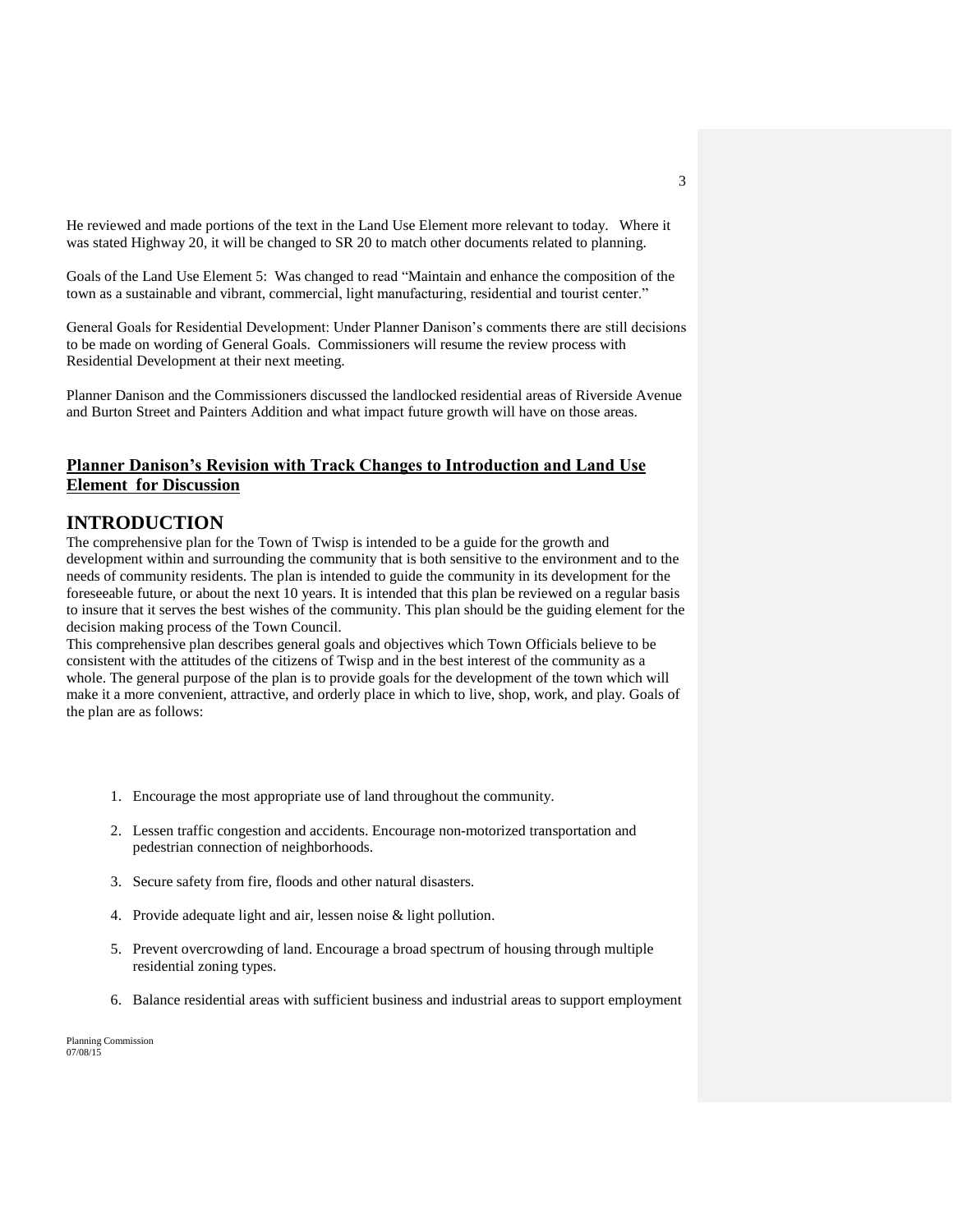He reviewed and made portions of the text in the Land Use Element more relevant to today. Where it was stated Highway 20, it will be changed to SR 20 to match other documents related to planning.

Goals of the Land Use Element 5: Was changed to read "Maintain and enhance the composition of the town as a sustainable and vibrant, commercial, light manufacturing, residential and tourist center."

General Goals for Residential Development: Under Planner Danison's comments there are still decisions to be made on wording of General Goals. Commissioners will resume the review process with Residential Development at their next meeting.

Planner Danison and the Commissioners discussed the landlocked residential areas of Riverside Avenue and Burton Street and Painters Addition and what impact future growth will have on those areas.

**Planner Danison's Revision with Track Changes to Introduction and Land Use Element for Discussion**

# INTRODUCTION

The comprehensive plan for the Town of Twisp is intended to be a guide for the growth and development within and surrounding the community that is both sensitive to the environment and to the needs of community residents. The plan is intended to guide the community in its development for the foreseeable future, or about the next 10 years. It is intended that this plan be reviewed on a regular basis to insure that it serves the best wishes of the community. This plan should be the guiding element for the decision making process of the Town Council.

This comprehensive plan describes general goals and objectives which Town Officials believe to be consistent with the attitudes of the citizens of Twisp and in the best interest of the community as a whole. The general purpose of the plan is to provide goals for the development of the town which will make it a more convenient, attractive, and orderly place in which to live, shop, work, and play. Goals of the plan are as follows:

1. Encourage the most appropriate use of land throughout the community.
2. Lessen traffic congestion and accidents. Encourage non-motorized transportation and pedestrian connection of neighborhoods.
3. Secure safety from fire, floods and other natural disasters.
4. Provide adequate light and air, lessen noise & light pollution.
5. Prevent overcrowding of land. Encourage a broad spectrum of housing through multiple residential zoning types.
6. Balance residential areas with sufficient business and industrial areas to support employment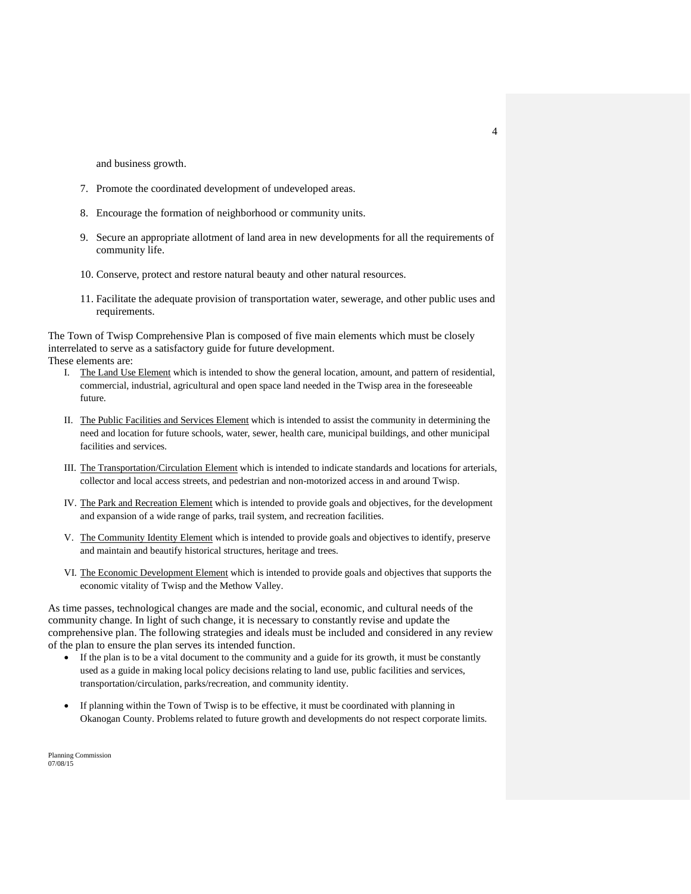and business growth.

7. Promote the coordinated development of undeveloped areas.

8. Encourage the formation of neighborhood or community units.

9. Secure an appropriate allotment of land area in new developments for all the requirements of community life.

10. Conserve, protect and restore natural beauty and other natural resources.

11. Facilitate the adequate provision of transportation water, sewerage, and other public uses and requirements.

The Town of Twisp Comprehensive Plan is composed of five main elements which must be closely interrelated to serve as a satisfactory guide for future development.
These elements are:

I. The Land Use Element which is intended to show the general location, amount, and pattern of residential, commercial, industrial, agricultural and open space land needed in the Twisp area in the foreseeable future.

II. The Public Facilities and Services Element which is intended to assist the community in determining the need and location for future schools, water, sewer, health care, municipal buildings, and other municipal facilities and services.

III. The Transportation/Circulation Element which is intended to indicate standards and locations for arterials, collector and local access streets, and pedestrian and non-motorized access in and around Twisp.

IV. The Park and Recreation Element which is intended to provide goals and objectives, for the development and expansion of a wide range of parks, trail system, and recreation facilities.

V. The Community Identity Element which is intended to provide goals and objectives to identify, preserve and maintain and beautify historical structures, heritage and trees.

VI. The Economic Development Element which is intended to provide goals and objectives that supports the economic vitality of Twisp and the Methow Valley.

As time passes, technological changes are made and the social, economic, and cultural needs of the community change. In light of such change, it is necessary to constantly revise and update the comprehensive plan. The following strategies and ideals must be included and considered in any review of the plan to ensure the plan serves its intended function.

- If the plan is to be a vital document to the community and a guide for its growth, it must be constantly used as a guide in making local policy decisions relating to land use, public facilities and services, transportation/circulation, parks/recreation, and community identity.

- If planning within the Town of Twisp is to be effective, it must be coordinated with planning in Okanogan County. Problems related to future growth and developments do not respect corporate limits.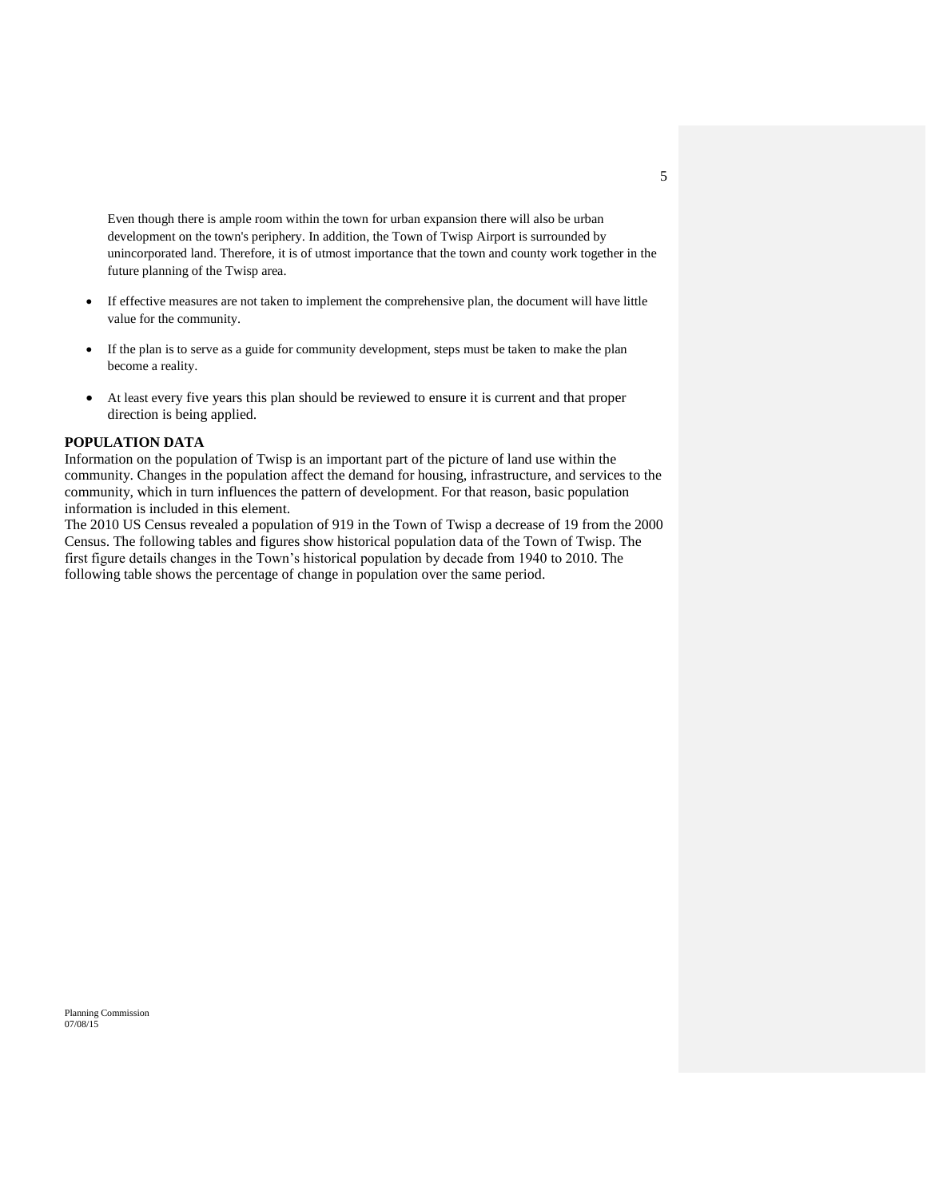Even though there is ample room within the town for urban expansion there will also be urban development on the town's periphery. In addition, the Town of Twisp Airport is surrounded by unincorporated land. Therefore, it is of utmost importance that the town and county work together in the future planning of the Twisp area.

- If effective measures are not taken to implement the comprehensive plan, the document will have little value for the community.
- If the plan is to serve as a guide for community development, steps must be taken to make the plan become a reality.
- At least every five years this plan should be reviewed to ensure it is current and that proper direction is being applied.

**POPULATION DATA**

Information on the population of Twisp is an important part of the picture of land use within the community. Changes in the population affect the demand for housing, infrastructure, and services to the community, which in turn influences the pattern of development. For that reason, basic population information is included in this element.

The 2010 US Census revealed a population of 919 in the Town of Twisp a decrease of 19 from the 2000 Census. The following tables and figures show historical population data of the Town of Twisp. The first figure details changes in the Town's historical population by decade from 1940 to 2010. The following table shows the percentage of change in population over the same period.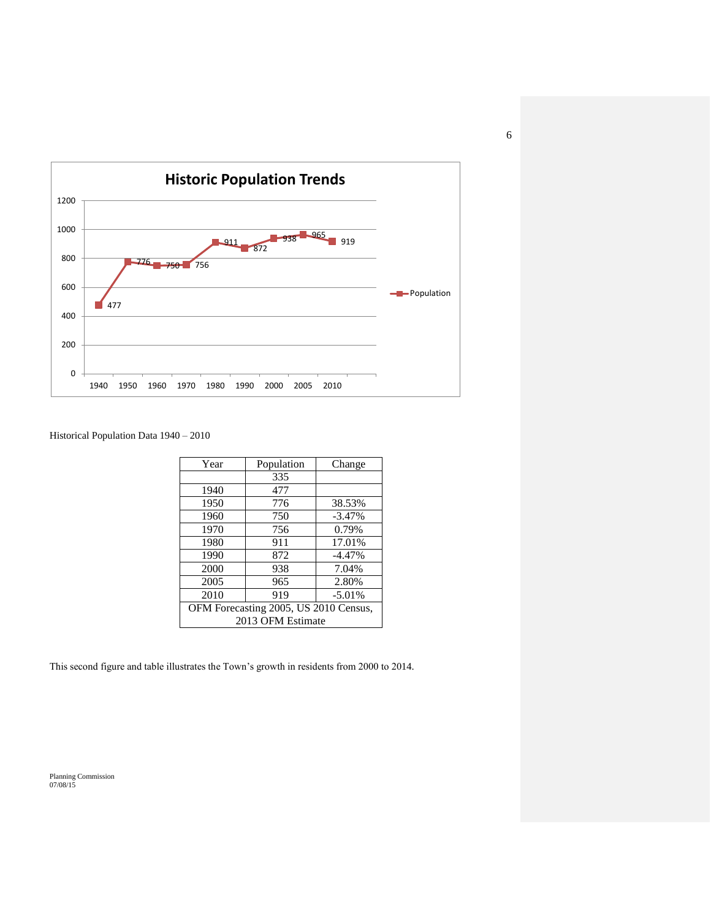**Historic Population Trends**

Historical Population Data 1940 – 2010

| Year | Population | Change |
|---|---|---|
| | 335 | |
| 1940 | 477 | |
| 1950 | 776 | 38.53% |
| 1960 | 750 | -3.47% |
| 1970 | 756 | 0.79% |
| 1980 | 911 | 17.01% |
| 1990 | 872 | -4.47% |
| 2000 | 938 | 7.04% |
| 2005 | 965 | 2.80% |
| 2010 | 919 | -5.01% |
| OFM Forecasting 2005, US 2010 Census, 2013 OFM Estimate | | |

This second figure and table illustrates the Town's growth in residents from 2000 to 2014.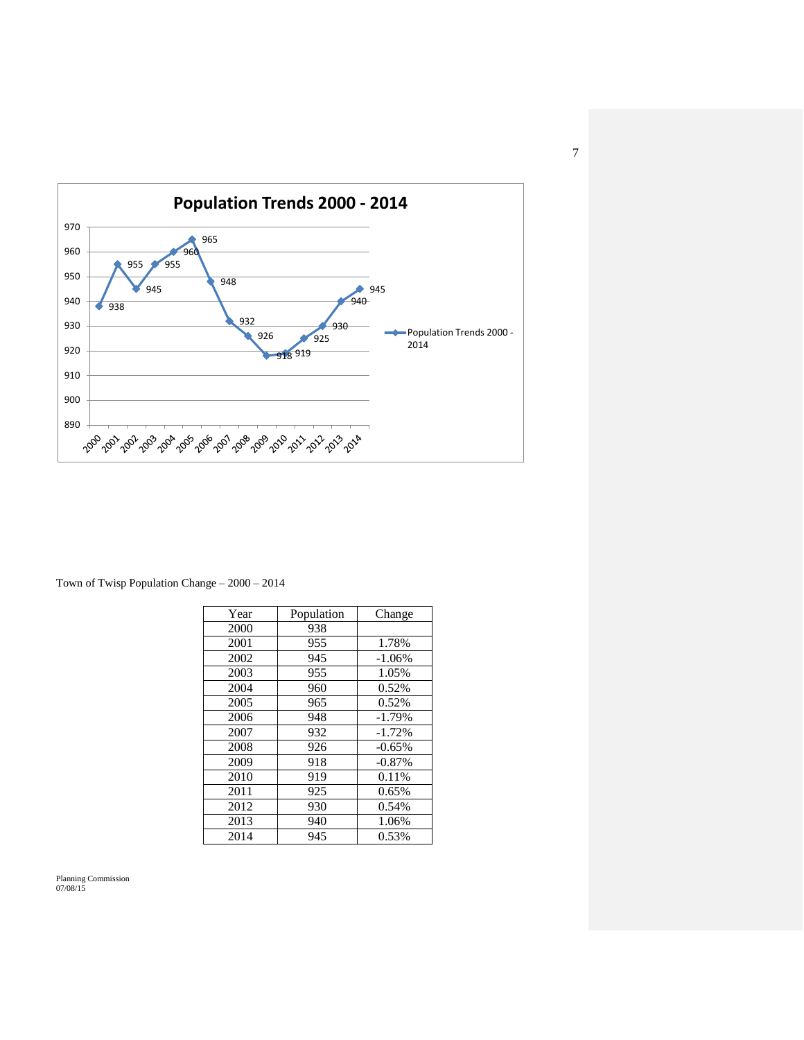**Population Trends 2000 - 2014**

Town of Twisp Population Change – 2000 – 2014

| Year | Population | Change |
|---|---|---|
| 2000 | 938 | |
| 2001 | 955 | 1.78% |
| 2002 | 945 | -1.06% |
| 2003 | 955 | 1.05% |
| 2004 | 960 | 0.52% |
| 2005 | 965 | 0.52% |
| 2006 | 948 | -1.79% |
| 2007 | 932 | -1.72% |
| 2008 | 926 | -0.65% |
| 2009 | 918 | -0.87% |
| 2010 | 919 | 0.11% |
| 2011 | 925 | 0.65% |
| 2012 | 930 | 0.54% |
| 2013 | 940 | 1.06% |
| 2014 | 945 | 0.53% |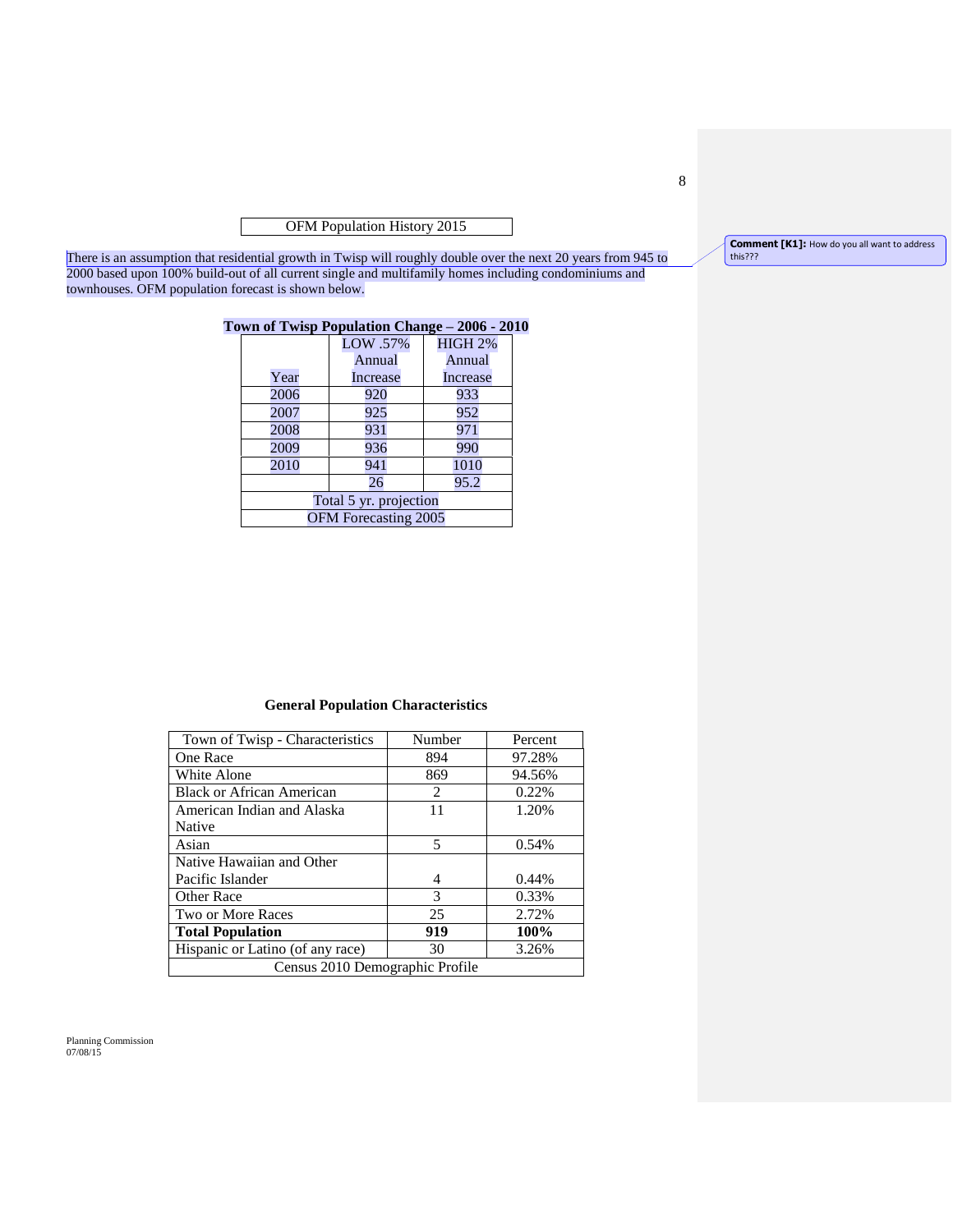OFM Population History 2015

There is an assumption that residential growth in Twisp will roughly double over the next 20 years from 945 to 2000 based upon 100% build-out of all current single and multifamily homes including condominiums and townhouses. OFM population forecast is shown below.

**Comment [K1]:** How do you all want to address this???

**Town of Twisp Population Change – 2006 - 2010**

| Year | LOW .57% Annual Increase | HIGH 2% Annual Increase |
|---|---|---|
| 2006 | 920 | 933 |
| 2007 | 925 | 952 |
| 2008 | 931 | 971 |
| 2009 | 936 | 990 |
| 2010 | 941 | 1010 |
| | 26 | 95.2 |
| Total 5 yr. projection | | |
| OFM Forecasting 2005 | | |

**General Population Characteristics**

| Town of Twisp - Characteristics | Number | Percent |
|---|---|---|
| One Race | 894 | 97.28% |
| White Alone | 869 | 94.56% |
| Black or African American | 2 | 0.22% |
| American Indian and Alaska Native | 11 | 1.20% |
| Asian | 5 | 0.54% |
| Native Hawaiian and Other Pacific Islander | 4 | 0.44% |
| Other Race | 3 | 0.33% |
| Two or More Races | 25 | 2.72% |
| **Total Population** | **919** | **100%** |
| Hispanic or Latino (of any race) | 30 | 3.26% |
| Census 2010 Demographic Profile | | |

Planning Commission
07/08/15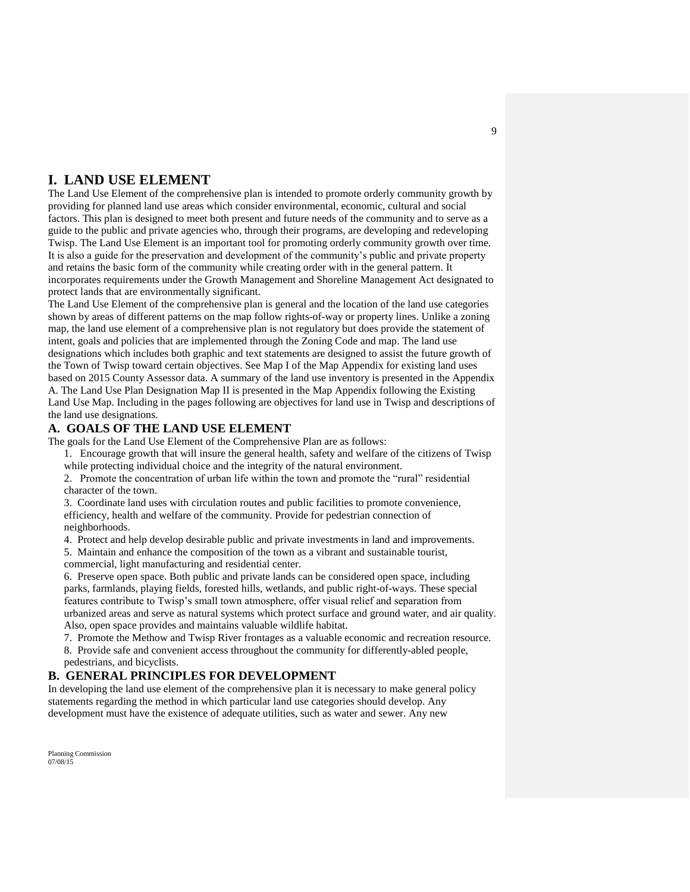# I. LAND USE ELEMENT

The Land Use Element of the comprehensive plan is intended to promote orderly community growth by providing for planned land use areas which consider environmental, economic, cultural and social factors. This plan is designed to meet both present and future needs of the community and to serve as a guide to the public and private agencies who, through their programs, are developing and redeveloping Twisp. The Land Use Element is an important tool for promoting orderly community growth over time. It is also a guide for the preservation and development of the community's public and private property and retains the basic form of the community while creating order with in the general pattern. It incorporates requirements under the Growth Management and Shoreline Management Act designated to protect lands that are environmentally significant.

The Land Use Element of the comprehensive plan is general and the location of the land use categories shown by areas of different patterns on the map follow rights-of-way or property lines. Unlike a zoning map, the land use element of a comprehensive plan is not regulatory but does provide the statement of intent, goals and policies that are implemented through the Zoning Code and map. The land use designations which includes both graphic and text statements are designed to assist the future growth of the Town of Twisp toward certain objectives. See Map I of the Map Appendix for existing land uses based on 2015 County Assessor data. A summary of the land use inventory is presented in the Appendix A. The Land Use Plan Designation Map II is presented in the Map Appendix following the Existing Land Use Map. Including in the pages following are objectives for land use in Twisp and descriptions of the land use designations.

## A. GOALS OF THE LAND USE ELEMENT

The goals for the Land Use Element of the Comprehensive Plan are as follows:

1. Encourage growth that will insure the general health, safety and welfare of the citizens of Twisp while protecting individual choice and the integrity of the natural environment.
2. Promote the concentration of urban life within the town and promote the "rural" residential character of the town.
3. Coordinate land uses with circulation routes and public facilities to promote convenience, efficiency, health and welfare of the community. Provide for pedestrian connection of neighborhoods.
4. Protect and help develop desirable public and private investments in land and improvements.
5. Maintain and enhance the composition of the town as a vibrant and sustainable tourist, commercial, light manufacturing and residential center.
6. Preserve open space. Both public and private lands can be considered open space, including parks, farmlands, playing fields, forested hills, wetlands, and public right-of-ways. These special features contribute to Twisp's small town atmosphere, offer visual relief and separation from urbanized areas and serve as natural systems which protect surface and ground water, and air quality. Also, open space provides and maintains valuable wildlife habitat.
7. Promote the Methow and Twisp River frontages as a valuable economic and recreation resource.
8. Provide safe and convenient access throughout the community for differently-abled people, pedestrians, and bicyclists.

## B. GENERAL PRINCIPLES FOR DEVELOPMENT

In developing the land use element of the comprehensive plan it is necessary to make general policy statements regarding the method in which particular land use categories should develop. Any development must have the existence of adequate utilities, such as water and sewer. Any new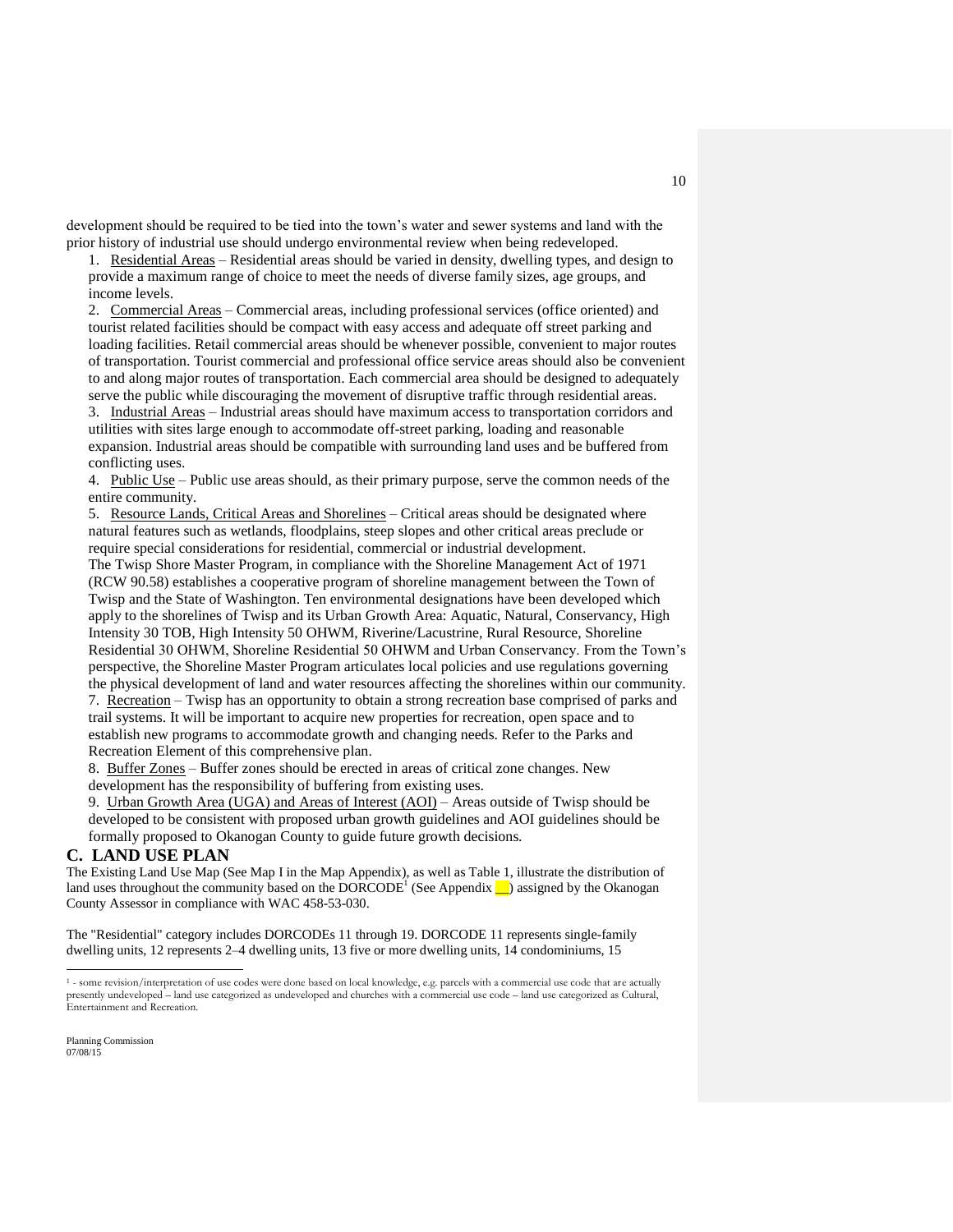development should be required to be tied into the town's water and sewer systems and land with the prior history of industrial use should undergo environmental review when being redeveloped.

1. Residential Areas – Residential areas should be varied in density, dwelling types, and design to provide a maximum range of choice to meet the needs of diverse family sizes, age groups, and income levels.
2. Commercial Areas – Commercial areas, including professional services (office oriented) and tourist related facilities should be compact with easy access and adequate off street parking and loading facilities. Retail commercial areas should be whenever possible, convenient to major routes of transportation. Tourist commercial and professional office service areas should also be convenient to and along major routes of transportation. Each commercial area should be designed to adequately serve the public while discouraging the movement of disruptive traffic through residential areas.
3. Industrial Areas – Industrial areas should have maximum access to transportation corridors and utilities with sites large enough to accommodate off-street parking, loading and reasonable expansion. Industrial areas should be compatible with surrounding land uses and be buffered from conflicting uses.
4. Public Use – Public use areas should, as their primary purpose, serve the common needs of the entire community.
5. Resource Lands, Critical Areas and Shorelines – Critical areas should be designated where natural features such as wetlands, floodplains, steep slopes and other critical areas preclude or require special considerations for residential, commercial or industrial development.
   The Twisp Shore Master Program, in compliance with the Shoreline Management Act of 1971 (RCW 90.58) establishes a cooperative program of shoreline management between the Town of Twisp and the State of Washington. Ten environmental designations have been developed which apply to the shorelines of Twisp and its Urban Growth Area: Aquatic, Natural, Conservancy, High Intensity 30 TOB, High Intensity 50 OHWM, Riverine/Lacustrine, Rural Resource, Shoreline Residential 30 OHWM, Shoreline Residential 50 OHWM and Urban Conservancy. From the Town's perspective, the Shoreline Master Program articulates local policies and use regulations governing the physical development of land and water resources affecting the shorelines within our community.
7. Recreation – Twisp has an opportunity to obtain a strong recreation base comprised of parks and trail systems. It will be important to acquire new properties for recreation, open space and to establish new programs to accommodate growth and changing needs. Refer to the Parks and Recreation Element of this comprehensive plan.
8. Buffer Zones – Buffer zones should be erected in areas of critical zone changes. New development has the responsibility of buffering from existing uses.
9. Urban Growth Area (UGA) and Areas of Interest (AOI) – Areas outside of Twisp should be developed to be consistent with proposed urban growth guidelines and AOI guidelines should be formally proposed to Okanogan County to guide future growth decisions.

## C. LAND USE PLAN

The Existing Land Use Map (See Map I in the Map Appendix), as well as Table 1, illustrate the distribution of land uses throughout the community based on the DORCODE[1] (See Appendix __) assigned by the Okanogan County Assessor in compliance with WAC 458-53-030.

The "Residential" category includes DORCODEs 11 through 19. DORCODE 11 represents single-family dwelling units, 12 represents 2–4 dwelling units, 13 five or more dwelling units, 14 condominiums, 15

[1] - some revision/interpretation of use codes were done based on local knowledge, e.g. parcels with a commercial use code that are actually presently undeveloped – land use categorized as undeveloped and churches with a commercial use code – land use categorized as Cultural, Entertainment and Recreation.

Planning Commission
07/08/15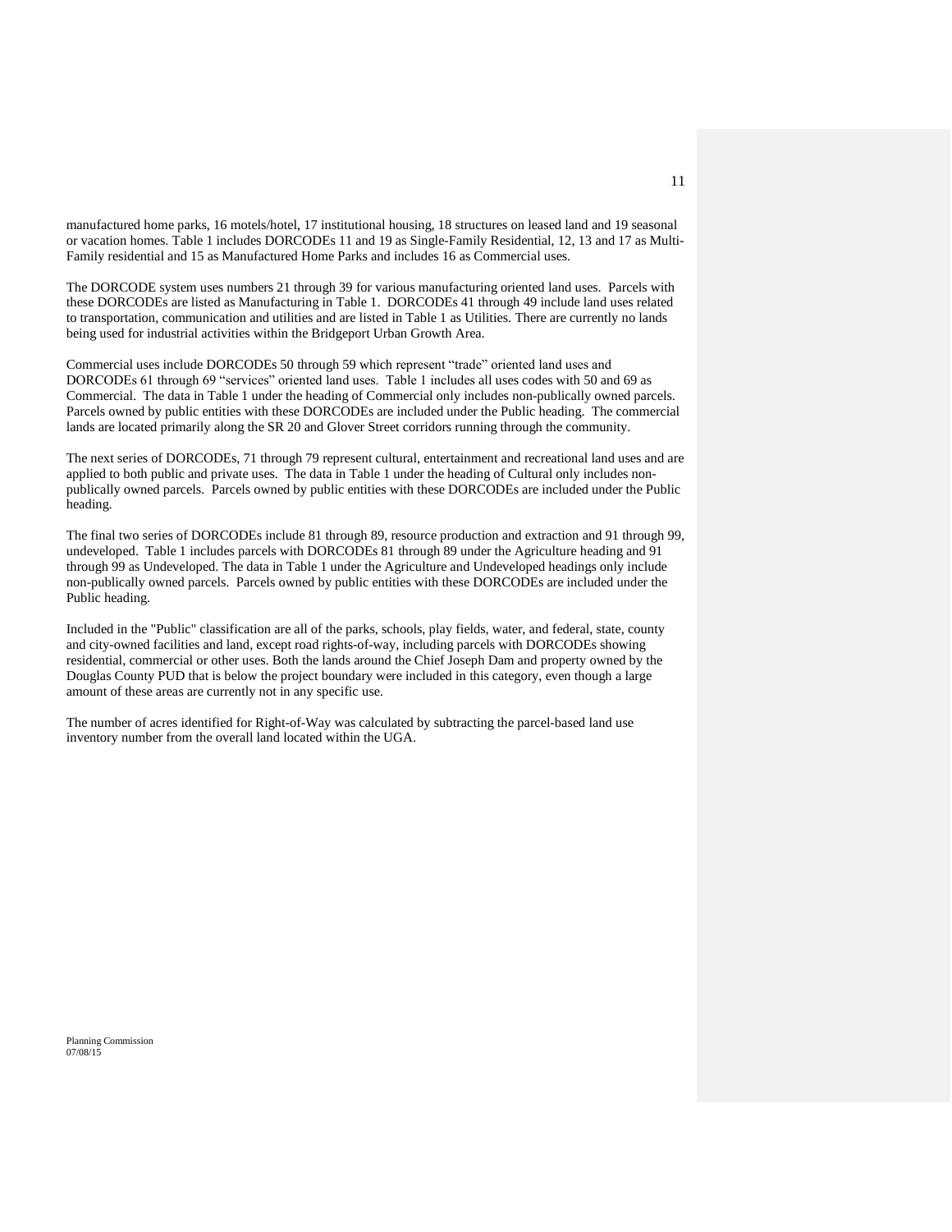manufactured home parks, 16 motels/hotel, 17 institutional housing, 18 structures on leased land and 19 seasonal or vacation homes. Table 1 includes DORCODEs 11 and 19 as Single-Family Residential, 12, 13 and 17 as Multi-Family residential and 15 as Manufactured Home Parks and includes 16 as Commercial uses.

The DORCODE system uses numbers 21 through 39 for various manufacturing oriented land uses. Parcels with these DORCODEs are listed as Manufacturing in Table 1. DORCODEs 41 through 49 include land uses related to transportation, communication and utilities and are listed in Table 1 as Utilities. There are currently no lands being used for industrial activities within the Bridgeport Urban Growth Area.

Commercial uses include DORCODEs 50 through 59 which represent "trade" oriented land uses and DORCODEs 61 through 69 "services" oriented land uses. Table 1 includes all uses codes with 50 and 69 as Commercial. The data in Table 1 under the heading of Commercial only includes non-publically owned parcels. Parcels owned by public entities with these DORCODEs are included under the Public heading. The commercial lands are located primarily along the SR 20 and Glover Street corridors running through the community.

The next series of DORCODEs, 71 through 79 represent cultural, entertainment and recreational land uses and are applied to both public and private uses. The data in Table 1 under the heading of Cultural only includes non-publically owned parcels. Parcels owned by public entities with these DORCODEs are included under the Public heading.

The final two series of DORCODEs include 81 through 89, resource production and extraction and 91 through 99, undeveloped. Table 1 includes parcels with DORCODEs 81 through 89 under the Agriculture heading and 91 through 99 as Undeveloped. The data in Table 1 under the Agriculture and Undeveloped headings only include non-publically owned parcels. Parcels owned by public entities with these DORCODEs are included under the Public heading.

Included in the "Public" classification are all of the parks, schools, play fields, water, and federal, state, county and city-owned facilities and land, except road rights-of-way, including parcels with DORCODEs showing residential, commercial or other uses. Both the lands around the Chief Joseph Dam and property owned by the Douglas County PUD that is below the project boundary were included in this category, even though a large amount of these areas are currently not in any specific use.

The number of acres identified for Right-of-Way was calculated by subtracting the parcel-based land use inventory number from the overall land located within the UGA.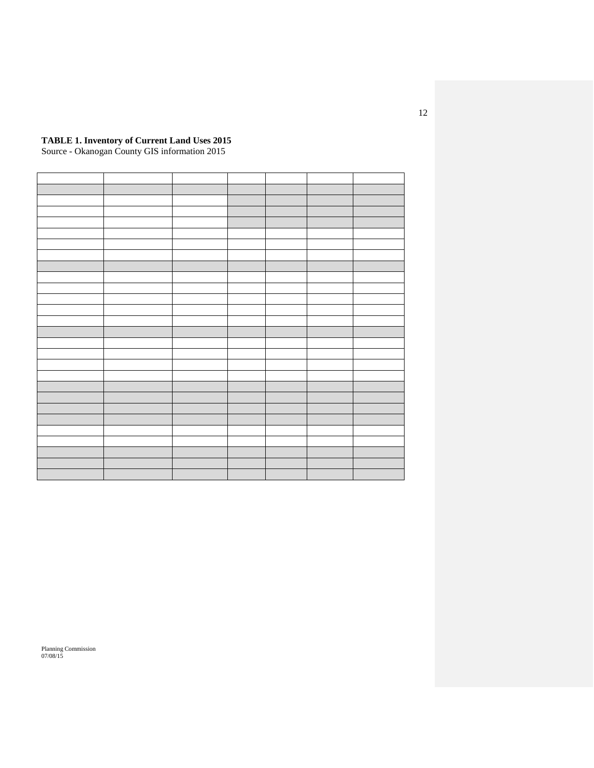**TABLE 1. Inventory of Current Land Uses 2015**

Source - Okanogan County GIS information 2015

| | | | | | | |
|---|---|---|---|---|---|---|
| | | | | | | |
| | | | | | | |
| | | | | | | |
| | | | | | | |
| | | | | | | |
| | | | | | | |
| | | | | | | |
| | | | | | | |
| | | | | | | |
| | | | | | | |
| | | | | | | |
| | | | | | | |
| | | | | | | |
| | | | | | | |
| | | | | | | |
| | | | | | | |
| | | | | | | |
| | | | | | | |
| | | | | | | |
| | | | | | | |
| | | | | | | |
| | | | | | | |
| | | | | | | |
| | | | | | | |
| | | | | | | |
| | | | | | | |
| | | | | | | |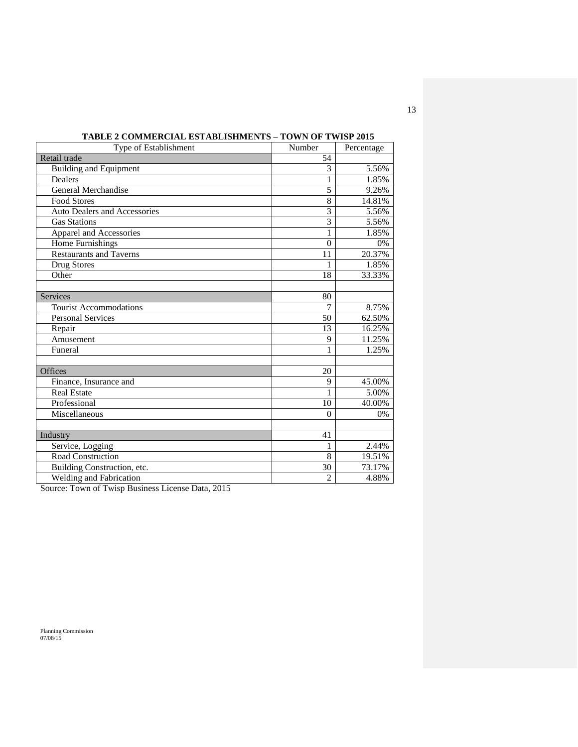**TABLE 2 COMMERCIAL ESTABLISHMENTS – TOWN OF TWISP 2015**

| Type of Establishment | Number | Percentage |
|---|---|---|
| Retail trade | 54 | |
| Building and Equipment | 3 | 5.56% |
| Dealers | 1 | 1.85% |
| General Merchandise | 5 | 9.26% |
| Food Stores | 8 | 14.81% |
| Auto Dealers and Accessories | 3 | 5.56% |
| Gas Stations | 3 | 5.56% |
| Apparel and Accessories | 1 | 1.85% |
| Home Furnishings | 0 | 0% |
| Restaurants and Taverns | 11 | 20.37% |
| Drug Stores | 1 | 1.85% |
| Other | 18 | 33.33% |
| | | |
| Services | 80 | |
| Tourist Accommodations | 7 | 8.75% |
| Personal Services | 50 | 62.50% |
| Repair | 13 | 16.25% |
| Amusement | 9 | 11.25% |
| Funeral | 1 | 1.25% |
| | | |
| Offices | 20 | |
| Finance, Insurance and | 9 | 45.00% |
| Real Estate | 1 | 5.00% |
| Professional | 10 | 40.00% |
| Miscellaneous | 0 | 0% |
| | | |
| Industry | 41 | |
| Service, Logging | 1 | 2.44% |
| Road Construction | 8 | 19.51% |
| Building Construction, etc. | 30 | 73.17% |
| Welding and Fabrication | 2 | 4.88% |

Source: Town of Twisp Business License Data, 2015

Planning Commission
07/08/15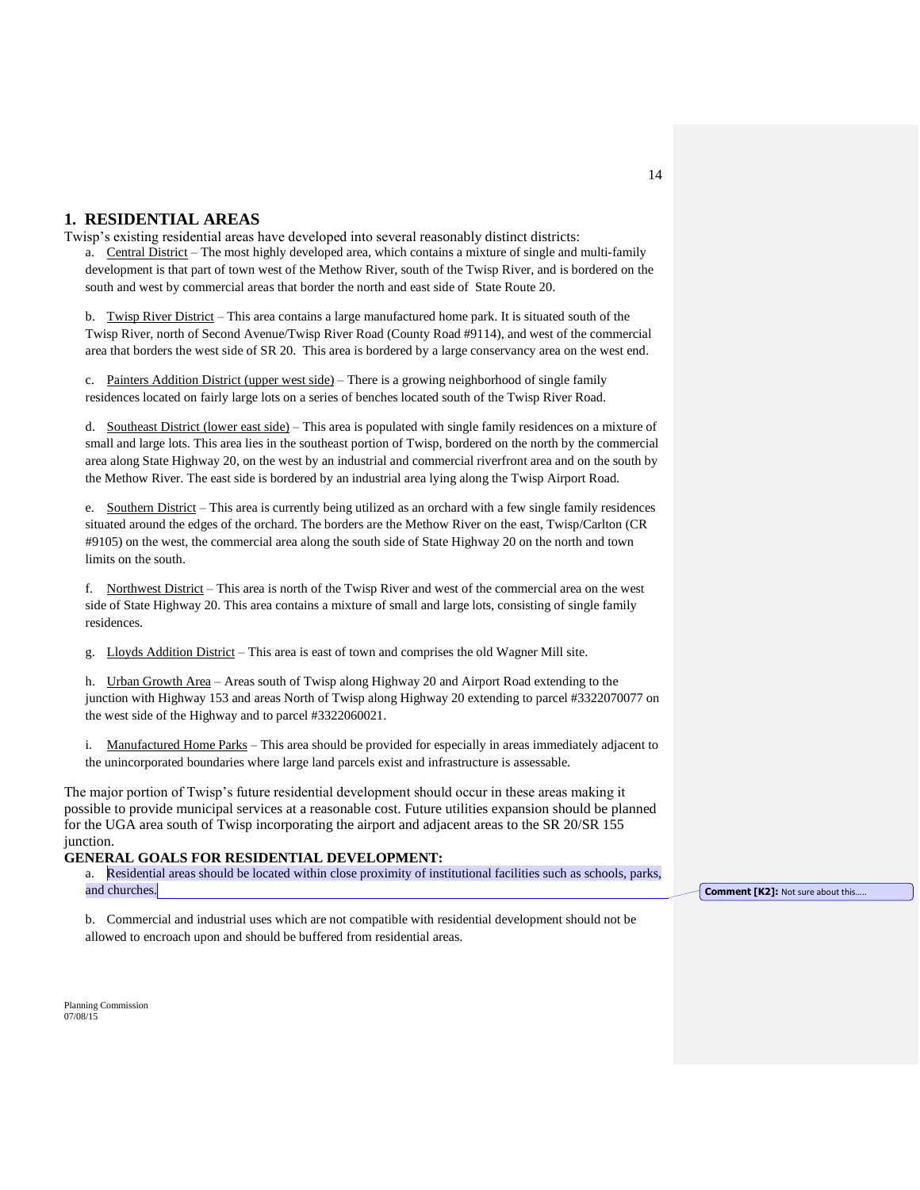## 1. RESIDENTIAL AREAS

Twisp's existing residential areas have developed into several reasonably distinct districts:

a. Central District – The most highly developed area, which contains a mixture of single and multi-family development is that part of town west of the Methow River, south of the Twisp River, and is bordered on the south and west by commercial areas that border the north and east side of State Route 20.

b. Twisp River District – This area contains a large manufactured home park. It is situated south of the Twisp River, north of Second Avenue/Twisp River Road (County Road #9114), and west of the commercial area that borders the west side of SR 20. This area is bordered by a large conservancy area on the west end.

c. Painters Addition District (upper west side) – There is a growing neighborhood of single family residences located on fairly large lots on a series of benches located south of the Twisp River Road.

d. Southeast District (lower east side) – This area is populated with single family residences on a mixture of small and large lots. This area lies in the southeast portion of Twisp, bordered on the north by the commercial area along State Highway 20, on the west by an industrial and commercial riverfront area and on the south by the Methow River. The east side is bordered by an industrial area lying along the Twisp Airport Road.

e. Southern District – This area is currently being utilized as an orchard with a few single family residences situated around the edges of the orchard. The borders are the Methow River on the east, Twisp/Carlton (CR #9105) on the west, the commercial area along the south side of State Highway 20 on the north and town limits on the south.

f. Northwest District – This area is north of the Twisp River and west of the commercial area on the west side of State Highway 20. This area contains a mixture of small and large lots, consisting of single family residences.

g. Lloyds Addition District – This area is east of town and comprises the old Wagner Mill site.

h. Urban Growth Area – Areas south of Twisp along Highway 20 and Airport Road extending to the junction with Highway 153 and areas North of Twisp along Highway 20 extending to parcel #3322070077 on the west side of the Highway and to parcel #3322060021.

i. Manufactured Home Parks – This area should be provided for especially in areas immediately adjacent to the unincorporated boundaries where large land parcels exist and infrastructure is assessable.

The major portion of Twisp's future residential development should occur in these areas making it possible to provide municipal services at a reasonable cost. Future utilities expansion should be planned for the UGA area south of Twisp incorporating the airport and adjacent areas to the SR 20/SR 155 junction.

**GENERAL GOALS FOR RESIDENTIAL DEVELOPMENT:**

a. Residential areas should be located within close proximity of institutional facilities such as schools, parks, and churches.

**Comment [K2]:** Not sure about this.....

b. Commercial and industrial uses which are not compatible with residential development should not be allowed to encroach upon and should be buffered from residential areas.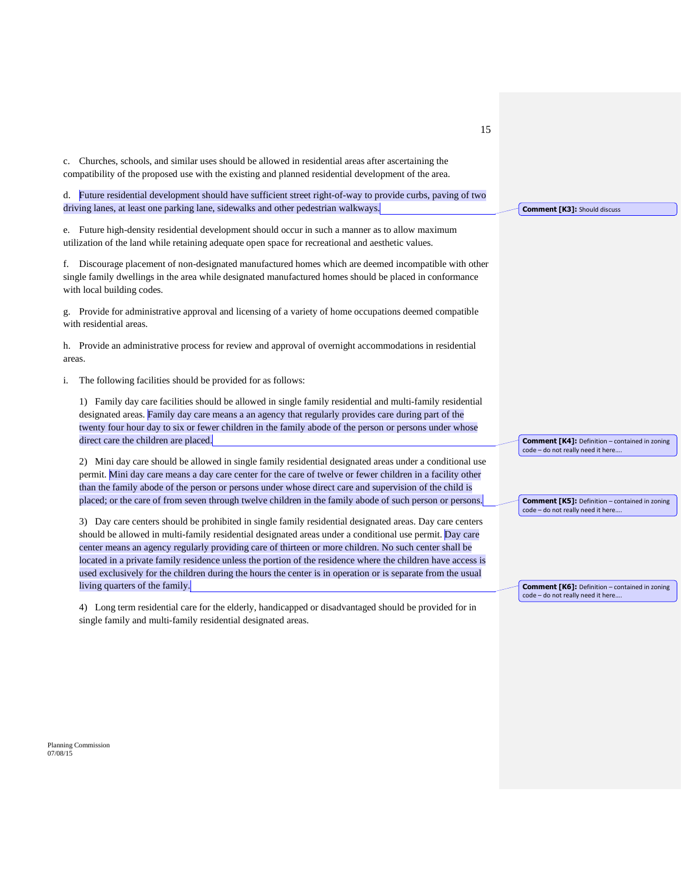c. Churches, schools, and similar uses should be allowed in residential areas after ascertaining the compatibility of the proposed use with the existing and planned residential development of the area.

d. Future residential development should have sufficient street right-of-way to provide curbs, paving of two driving lanes, at least one parking lane, sidewalks and other pedestrian walkways.

**Comment [K3]:** Should discuss

e. Future high-density residential development should occur in such a manner as to allow maximum utilization of the land while retaining adequate open space for recreational and aesthetic values.

f. Discourage placement of non-designated manufactured homes which are deemed incompatible with other single family dwellings in the area while designated manufactured homes should be placed in conformance with local building codes.

g. Provide for administrative approval and licensing of a variety of home occupations deemed compatible with residential areas.

h. Provide an administrative process for review and approval of overnight accommodations in residential areas.

i. The following facilities should be provided for as follows:

1) Family day care facilities should be allowed in single family residential and multi-family residential designated areas. Family day care means a an agency that regularly provides care during part of the twenty four hour day to six or fewer children in the family abode of the person or persons under whose direct care the children are placed.

**Comment [K4]:** Definition – contained in zoning code – do not really need it here….

2) Mini day care should be allowed in single family residential designated areas under a conditional use permit. Mini day care means a day care center for the care of twelve or fewer children in a facility other than the family abode of the person or persons under whose direct care and supervision of the child is placed; or the care of from seven through twelve children in the family abode of such person or persons.

**Comment [K5]:** Definition – contained in zoning code – do not really need it here….

3) Day care centers should be prohibited in single family residential designated areas. Day care centers should be allowed in multi-family residential designated areas under a conditional use permit. Day care center means an agency regularly providing care of thirteen or more children. No such center shall be located in a private family residence unless the portion of the residence where the children have access is used exclusively for the children during the hours the center is in operation or is separate from the usual living quarters of the family.

**Comment [K6]:** Definition – contained in zoning code – do not really need it here….

4) Long term residential care for the elderly, handicapped or disadvantaged should be provided for in single family and multi-family residential designated areas.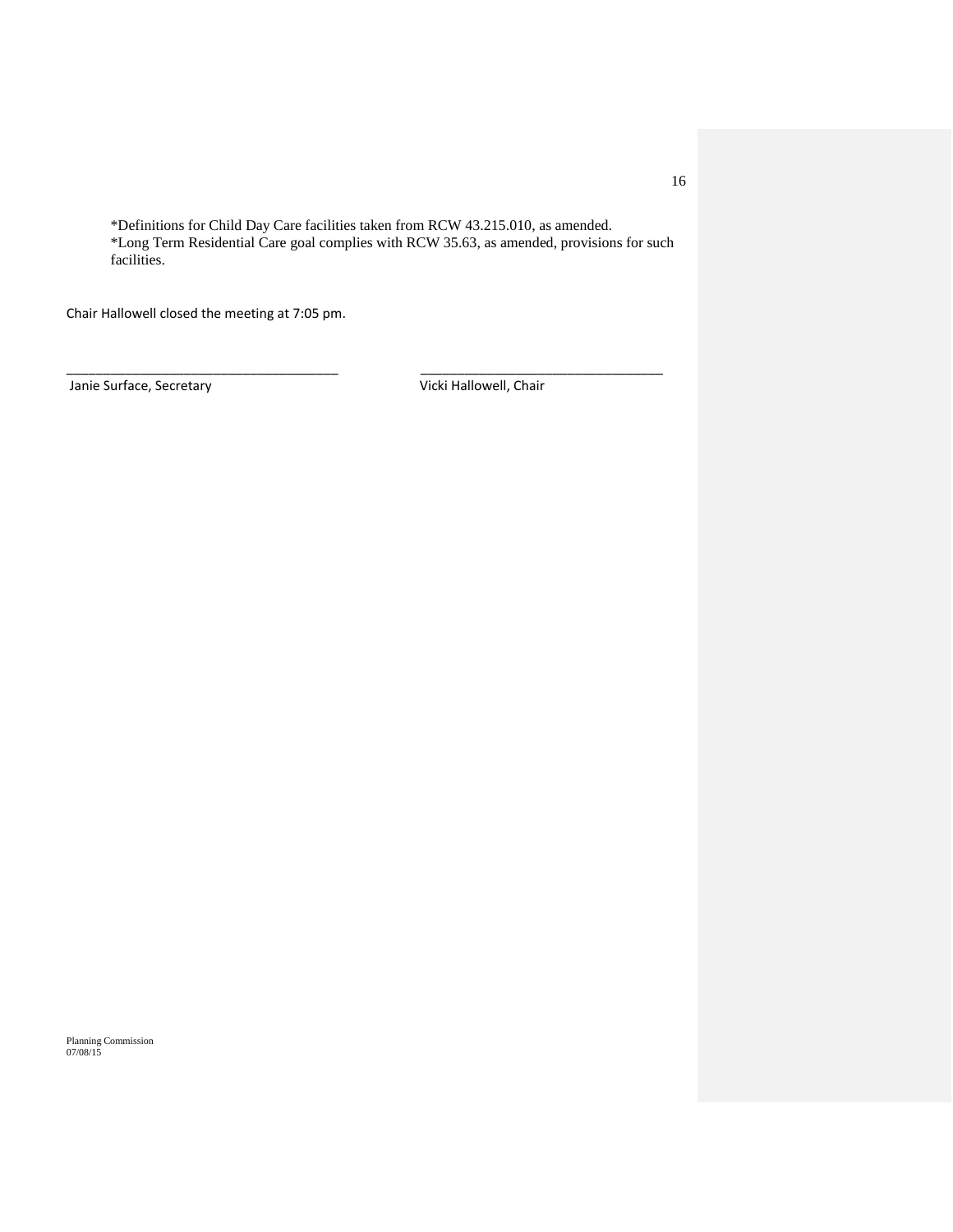*Definitions for Child Day Care facilities taken from RCW 43.215.010, as amended.
*Long Term Residential Care goal complies with RCW 35.63, as amended, provisions for such facilities.

Chair Hallowell closed the meeting at 7:05 pm.

| | |
|---|---|
| _____________________________________ | _________________________________ |
| Janie Surface, Secretary | Vicki Hallowell, Chair |